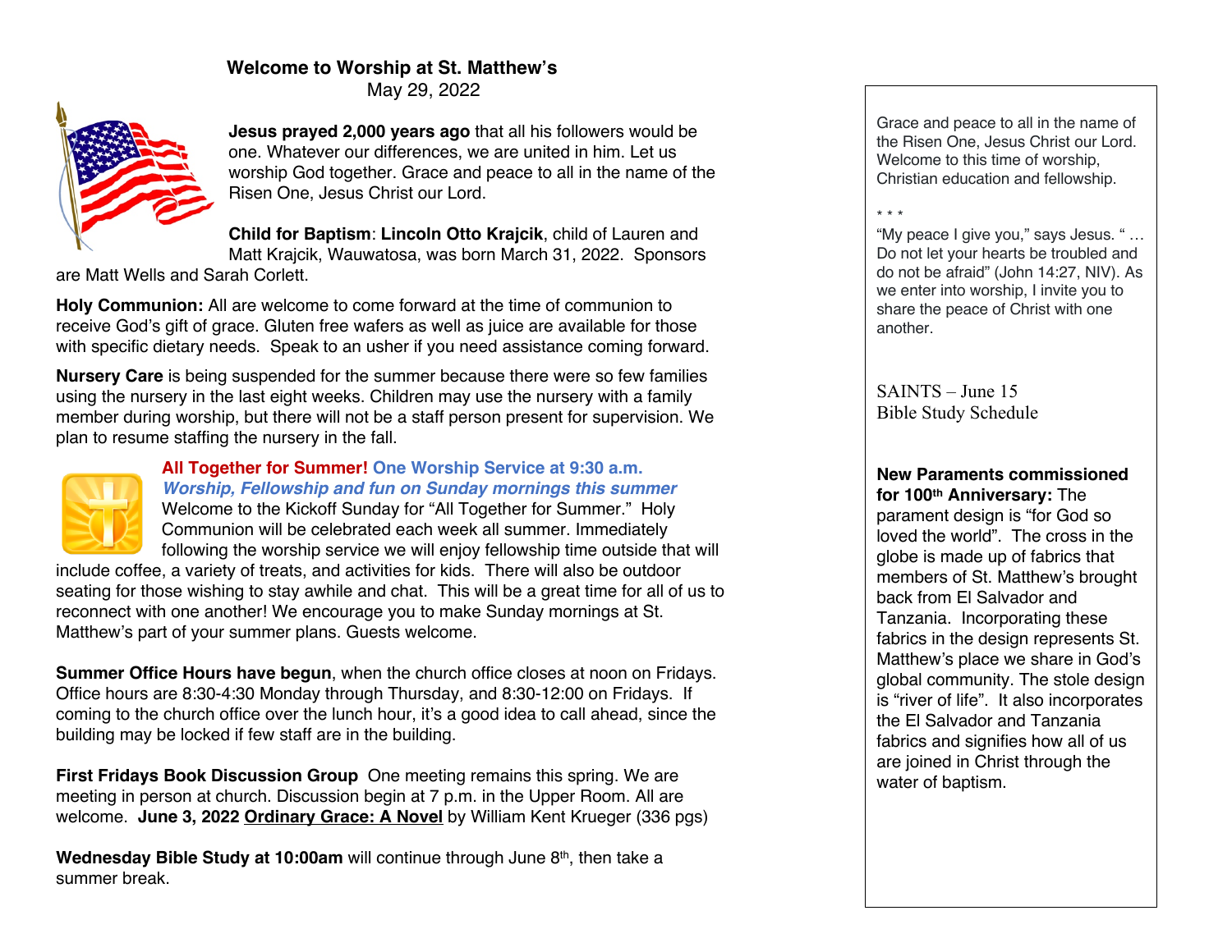# Welcome to Worship at St. Matthew's

May 29, 2022

**Jesus prayed 2,000 years ago** that all his followers would be one. Whatever our differences, we are united in him. Let us worship God together. Grace and peace to all in the name of the Risen One, Jesus Christ our Lord.

**Child for Baptism**: **Lincoln Otto Krajcik**, child of Lauren and Matt Krajcik, Wauwatosa, was born March 31, 2022. Sponsors are Matt Wells and Sarah Corlett.

**Holy Communion:** All are welcome to come forward at the time of communion to receive God's gift of grace. Gluten free wafers as well as juice are available for those with specific dietary needs. Speak to an usher if you need assistance coming forward.

**Nursery Care** is being suspended for the summer because there were so few families using the nursery in the last eight weeks. Children may use the nursery with a family member during worship, but there will not be a staff person present for supervision. We plan to resume staffing the nursery in the fall.

**All Together for Summer! One Worship Service at 9:30 a.m.**
***Worship, Fellowship and fun on Sunday mornings this summer***
Welcome to the Kickoff Sunday for "All Together for Summer." Holy Communion will be celebrated each week all summer. Immediately following the worship service we will enjoy fellowship time outside that will include coffee, a variety of treats, and activities for kids. There will also be outdoor seating for those wishing to stay awhile and chat. This will be a great time for all of us to reconnect with one another! We encourage you to make Sunday mornings at St. Matthew's part of your summer plans. Guests welcome.

**Summer Office Hours have begun**, when the church office closes at noon on Fridays. Office hours are 8:30-4:30 Monday through Thursday, and 8:30-12:00 on Fridays. If coming to the church office over the lunch hour, it's a good idea to call ahead, since the building may be locked if few staff are in the building.

**First Fridays Book Discussion Group** One meeting remains this spring. We are meeting in person at church. Discussion begin at 7 p.m. in the Upper Room. All are welcome. **June 3, 2022** **Ordinary Grace: A Novel** by William Kent Krueger (336 pgs)

**Wednesday Bible Study at 10:00am** will continue through June 8th, then take a summer break.

Grace and peace to all in the name of the Risen One, Jesus Christ our Lord. Welcome to this time of worship, Christian education and fellowship.

\* \* \*

"My peace I give you," says Jesus. " … Do not let your hearts be troubled and do not be afraid" (John 14:27, NIV). As we enter into worship, I invite you to share the peace of Christ with one another.

SAINTS – June 15
Bible Study Schedule

**New Paraments commissioned for 100th Anniversary:** The parament design is "for God so loved the world". The cross in the globe is made up of fabrics that members of St. Matthew's brought back from El Salvador and Tanzania. Incorporating these fabrics in the design represents St. Matthew's place we share in God's global community. The stole design is "river of life". It also incorporates the El Salvador and Tanzania fabrics and signifies how all of us are joined in Christ through the water of baptism.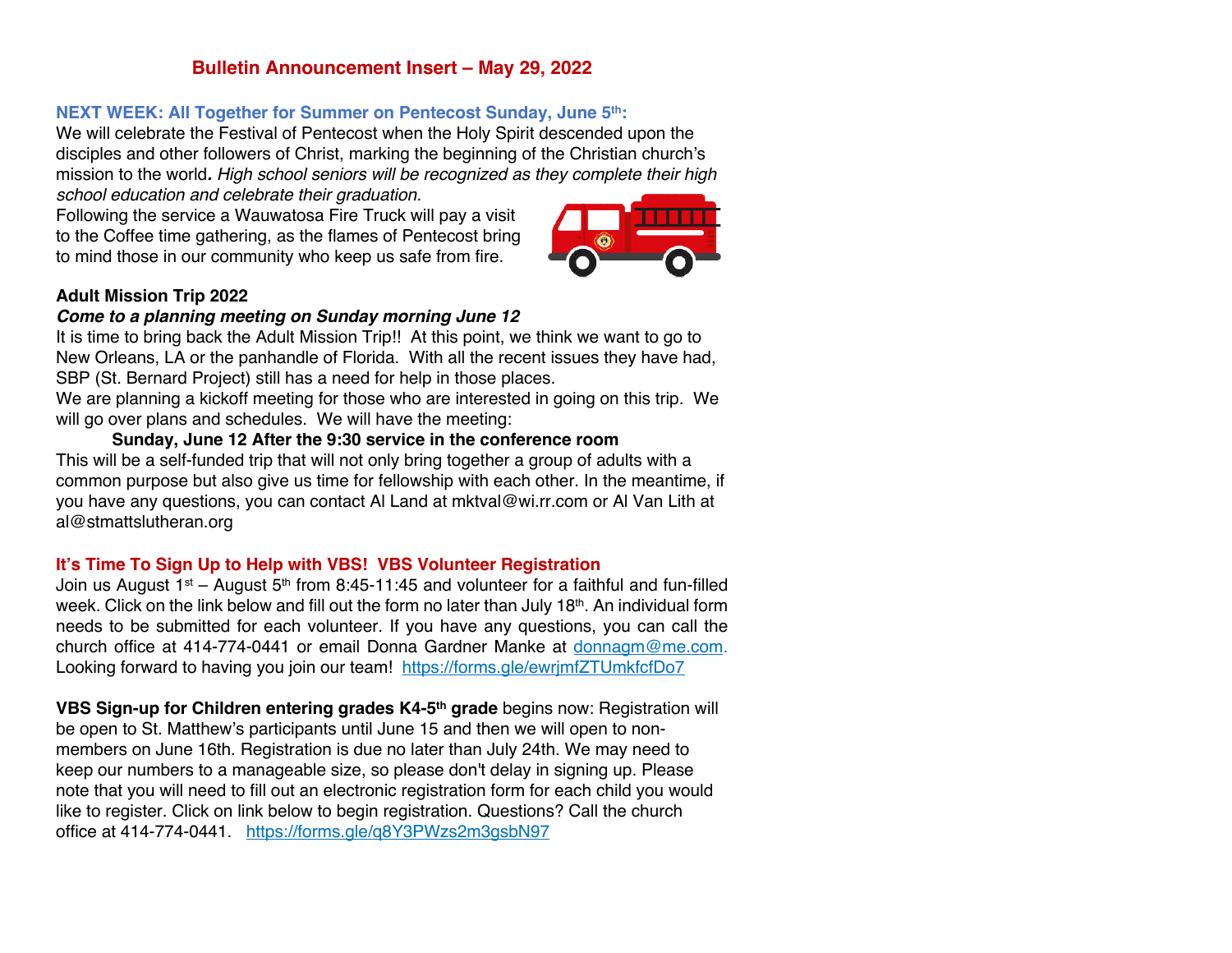# Bulletin Announcement Insert – May 29, 2022

## NEXT WEEK: All Together for Summer on Pentecost Sunday, June 5th:

We will celebrate the Festival of Pentecost when the Holy Spirit descended upon the disciples and other followers of Christ, marking the beginning of the Christian church's mission to the world**.** *High school seniors will be recognized as they complete their high school education and celebrate their graduation*.

Following the service a Wauwatosa Fire Truck will pay a visit to the Coffee time gathering, as the flames of Pentecost bring to mind those in our community who keep us safe from fire.

## Adult Mission Trip 2022

***Come to a planning meeting on Sunday morning June 12***

It is time to bring back the Adult Mission Trip!! At this point, we think we want to go to New Orleans, LA or the panhandle of Florida. With all the recent issues they have had, SBP (St. Bernard Project) still has a need for help in those places.

We are planning a kickoff meeting for those who are interested in going on this trip. We will go over plans and schedules. We will have the meeting:

**Sunday, June 12 After the 9:30 service in the conference room**

This will be a self-funded trip that will not only bring together a group of adults with a common purpose but also give us time for fellowship with each other. In the meantime, if you have any questions, you can contact Al Land at mktval@wi.rr.com or Al Van Lith at al@stmattslutheran.org

## It's Time To Sign Up to Help with VBS! VBS Volunteer Registration

Join us August 1st – August 5th from 8:45-11:45 and volunteer for a faithful and fun-filled week. Click on the link below and fill out the form no later than July 18th. An individual form needs to be submitted for each volunteer. If you have any questions, you can call the church office at 414-774-0441 or email Donna Gardner Manke at donnagm@me.com. Looking forward to having you join our team! https://forms.gle/ewrjmfZTUmkfcfDo7

**VBS Sign-up for Children entering grades K4-5th grade** begins now: Registration will be open to St. Matthew's participants until June 15 and then we will open to non-members on June 16th. Registration is due no later than July 24th. We may need to keep our numbers to a manageable size, so please don't delay in signing up. Please note that you will need to fill out an electronic registration form for each child you would like to register. Click on link below to begin registration. Questions? Call the church office at 414-774-0441. https://forms.gle/q8Y3PWzs2m3gsbN97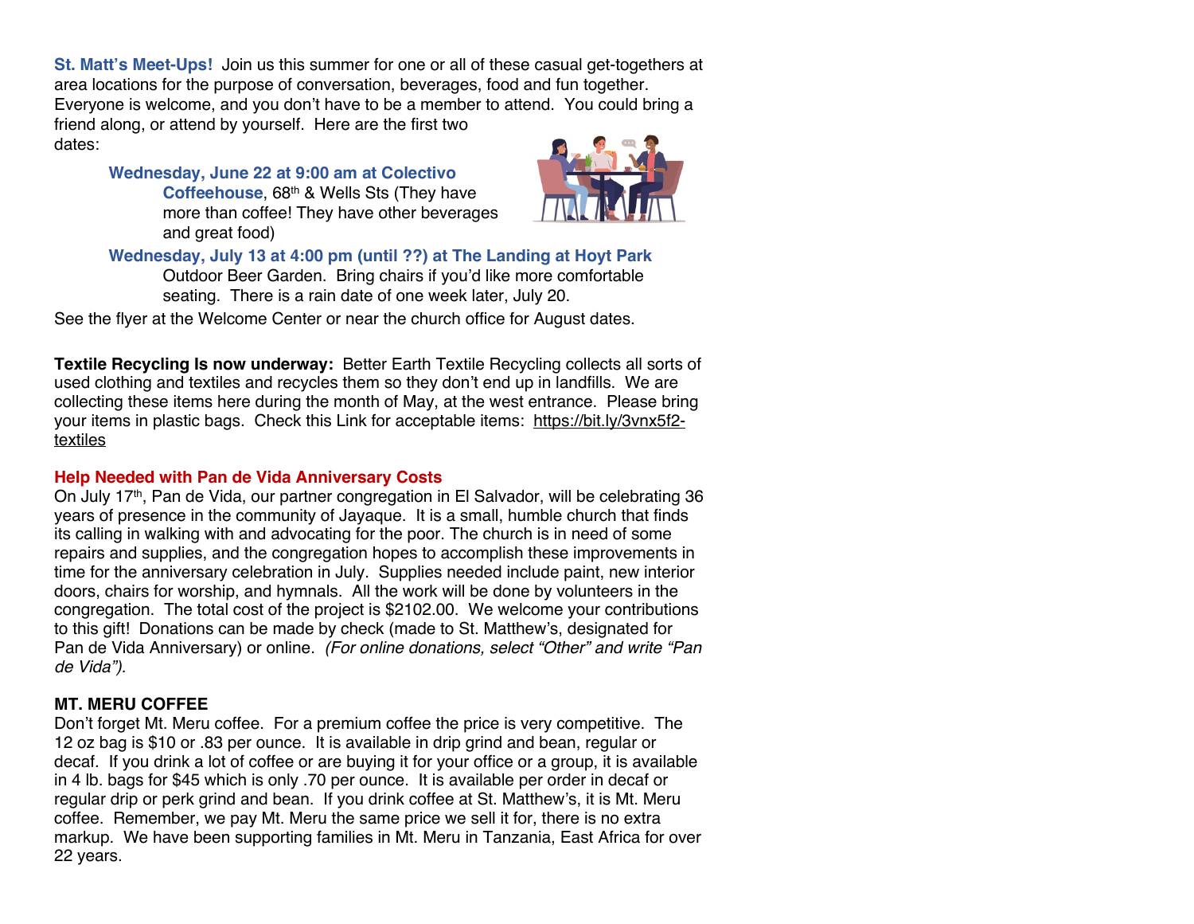**St. Matt's Meet-Ups!** Join us this summer for one or all of these casual get-togethers at area locations for the purpose of conversation, beverages, food and fun together. Everyone is welcome, and you don't have to be a member to attend. You could bring a friend along, or attend by yourself. Here are the first two dates:

**Wednesday, June 22 at 9:00 am at Colectivo Coffeehouse**, 68th & Wells Sts (They have more than coffee! They have other beverages and great food)

**Wednesday, July 13 at 4:00 pm (until ??) at The Landing at Hoyt Park** Outdoor Beer Garden. Bring chairs if you'd like more comfortable seating. There is a rain date of one week later, July 20.

See the flyer at the Welcome Center or near the church office for August dates.

**Textile Recycling Is now underway:** Better Earth Textile Recycling collects all sorts of used clothing and textiles and recycles them so they don't end up in landfills. We are collecting these items here during the month of May, at the west entrance. Please bring your items in plastic bags. Check this Link for acceptable items: https://bit.ly/3vnx5f2-textiles

**Help Needed with Pan de Vida Anniversary Costs**

On July 17th, Pan de Vida, our partner congregation in El Salvador, will be celebrating 36 years of presence in the community of Jayaque. It is a small, humble church that finds its calling in walking with and advocating for the poor. The church is in need of some repairs and supplies, and the congregation hopes to accomplish these improvements in time for the anniversary celebration in July. Supplies needed include paint, new interior doors, chairs for worship, and hymnals. All the work will be done by volunteers in the congregation. The total cost of the project is $2102.00. We welcome your contributions to this gift! Donations can be made by check (made to St. Matthew's, designated for Pan de Vida Anniversary) or online. *(For online donations, select "Other" and write "Pan de Vida").*

**MT. MERU COFFEE**

Don't forget Mt. Meru coffee. For a premium coffee the price is very competitive. The 12 oz bag is $10 or .83 per ounce. It is available in drip grind and bean, regular or decaf. If you drink a lot of coffee or are buying it for your office or a group, it is available in 4 lb. bags for $45 which is only .70 per ounce. It is available per order in decaf or regular drip or perk grind and bean. If you drink coffee at St. Matthew's, it is Mt. Meru coffee. Remember, we pay Mt. Meru the same price we sell it for, there is no extra markup. We have been supporting families in Mt. Meru in Tanzania, East Africa for over 22 years.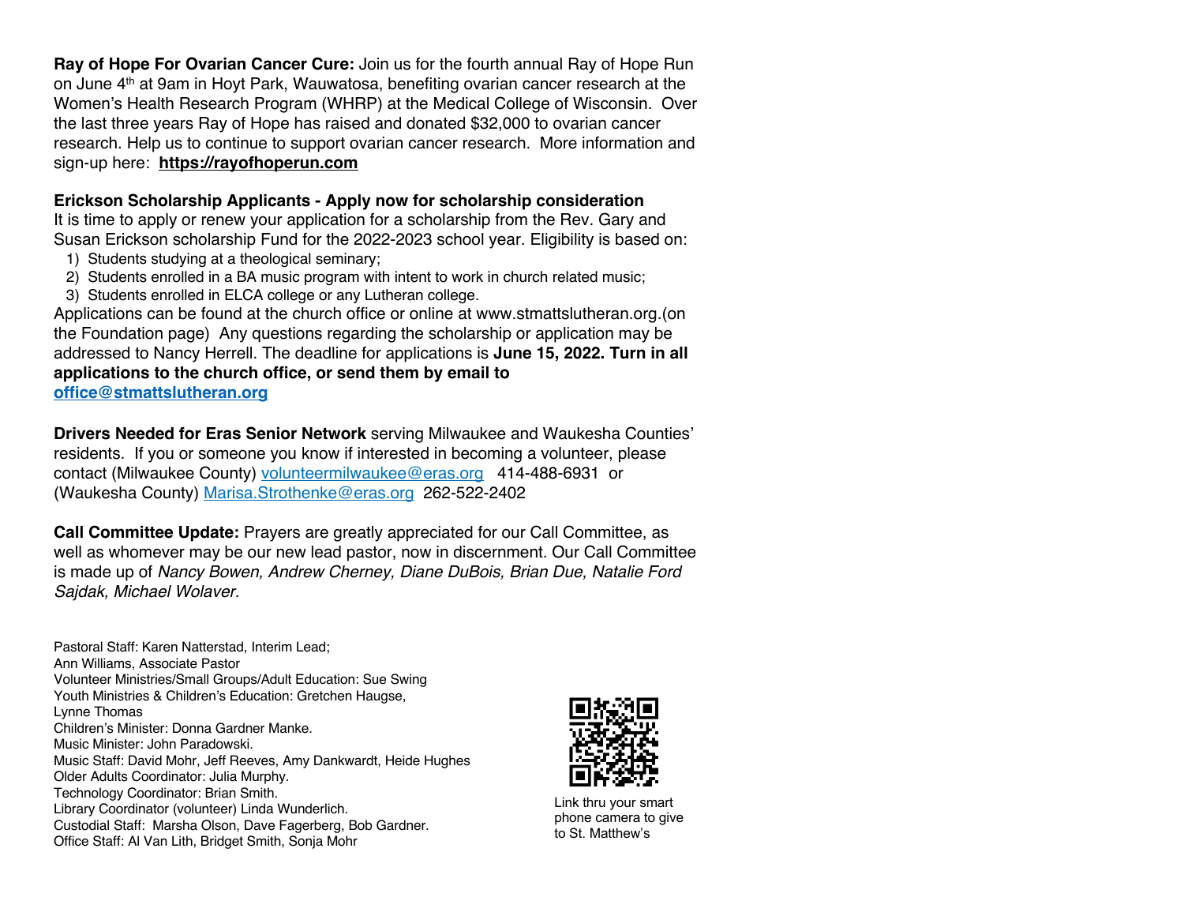**Ray of Hope For Ovarian Cancer Cure:** Join us for the fourth annual Ray of Hope Run on June 4th at 9am in Hoyt Park, Wauwatosa, benefiting ovarian cancer research at the Women's Health Research Program (WHRP) at the Medical College of Wisconsin. Over the last three years Ray of Hope has raised and donated $32,000 to ovarian cancer research. Help us to continue to support ovarian cancer research. More information and sign-up here: **https://rayofhoperun.com**

**Erickson Scholarship Applicants - Apply now for scholarship consideration**
It is time to apply or renew your application for a scholarship from the Rev. Gary and Susan Erickson scholarship Fund for the 2022-2023 school year. Eligibility is based on:

1) Students studying at a theological seminary;
2) Students enrolled in a BA music program with intent to work in church related music;
3) Students enrolled in ELCA college or any Lutheran college.

Applications can be found at the church office or online at www.stmattslutheran.org.(on the Foundation page) Any questions regarding the scholarship or application may be addressed to Nancy Herrell. The deadline for applications is **June 15, 2022. Turn in all applications to the church office, or send them by email to office@stmattslutheran.org**

**Drivers Needed for Eras Senior Network** serving Milwaukee and Waukesha Counties' residents. If you or someone you know if interested in becoming a volunteer, please contact (Milwaukee County) volunteermilwaukee@eras.org 414-488-6931 or (Waukesha County) Marisa.Strothenke@eras.org 262-522-2402

**Call Committee Update:** Prayers are greatly appreciated for our Call Committee, as well as whomever may be our new lead pastor, now in discernment. Our Call Committee is made up of *Nancy Bowen, Andrew Cherney, Diane DuBois, Brian Due, Natalie Ford Sajdak, Michael Wolaver.*

Pastoral Staff: Karen Natterstad, Interim Lead;
Ann Williams, Associate Pastor
Volunteer Ministries/Small Groups/Adult Education: Sue Swing
Youth Ministries & Children's Education: Gretchen Haugse,
Lynne Thomas
Children's Minister: Donna Gardner Manke.
Music Minister: John Paradowski.
Music Staff: David Mohr, Jeff Reeves, Amy Dankwardt, Heide Hughes
Older Adults Coordinator: Julia Murphy.
Technology Coordinator: Brian Smith.
Library Coordinator (volunteer) Linda Wunderlich.
Custodial Staff: Marsha Olson, Dave Fagerberg, Bob Gardner.
Office Staff: Al Van Lith, Bridget Smith, Sonja Mohr

Link thru your smart phone camera to give to St. Matthew's